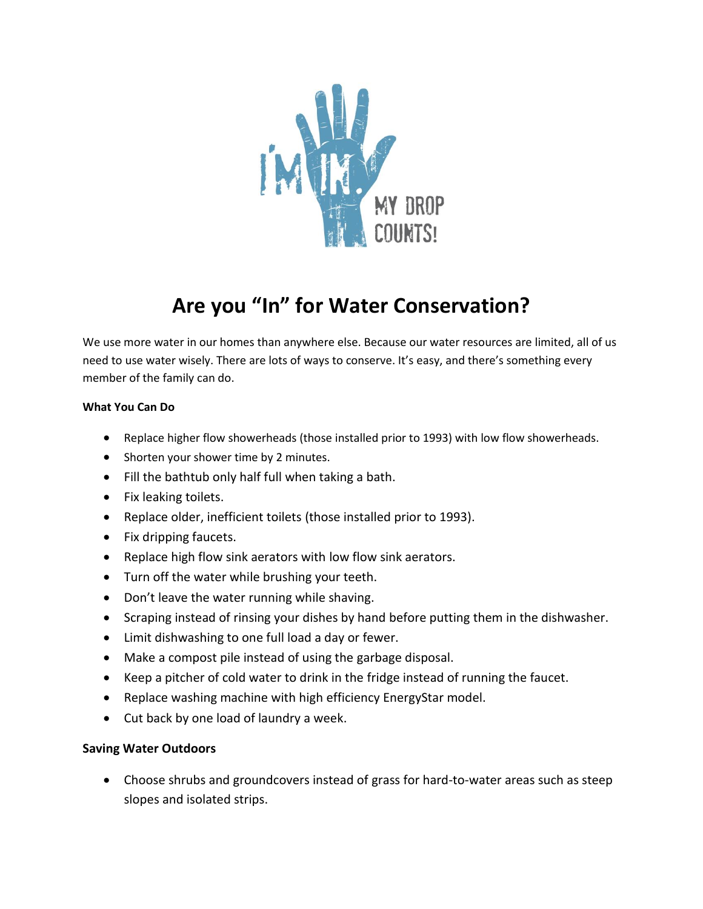# Are you "In" for Water Conservation?

We use more water in our homes than anywhere else. Because our water resources are limited, all of us need to use water wisely. There are lots of ways to conserve. It's easy, and there's something every member of the family can do.

**What You Can Do**

- Replace higher flow showerheads (those installed prior to 1993) with low flow showerheads.
- Shorten your shower time by 2 minutes.
- Fill the bathtub only half full when taking a bath.
- Fix leaking toilets.
- Replace older, inefficient toilets (those installed prior to 1993).
- Fix dripping faucets.
- Replace high flow sink aerators with low flow sink aerators.
- Turn off the water while brushing your teeth.
- Don't leave the water running while shaving.
- Scraping instead of rinsing your dishes by hand before putting them in the dishwasher.
- Limit dishwashing to one full load a day or fewer.
- Make a compost pile instead of using the garbage disposal.
- Keep a pitcher of cold water to drink in the fridge instead of running the faucet.
- Replace washing machine with high efficiency EnergyStar model.
- Cut back by one load of laundry a week.

**Saving Water Outdoors**

- Choose shrubs and groundcovers instead of grass for hard-to-water areas such as steep slopes and isolated strips.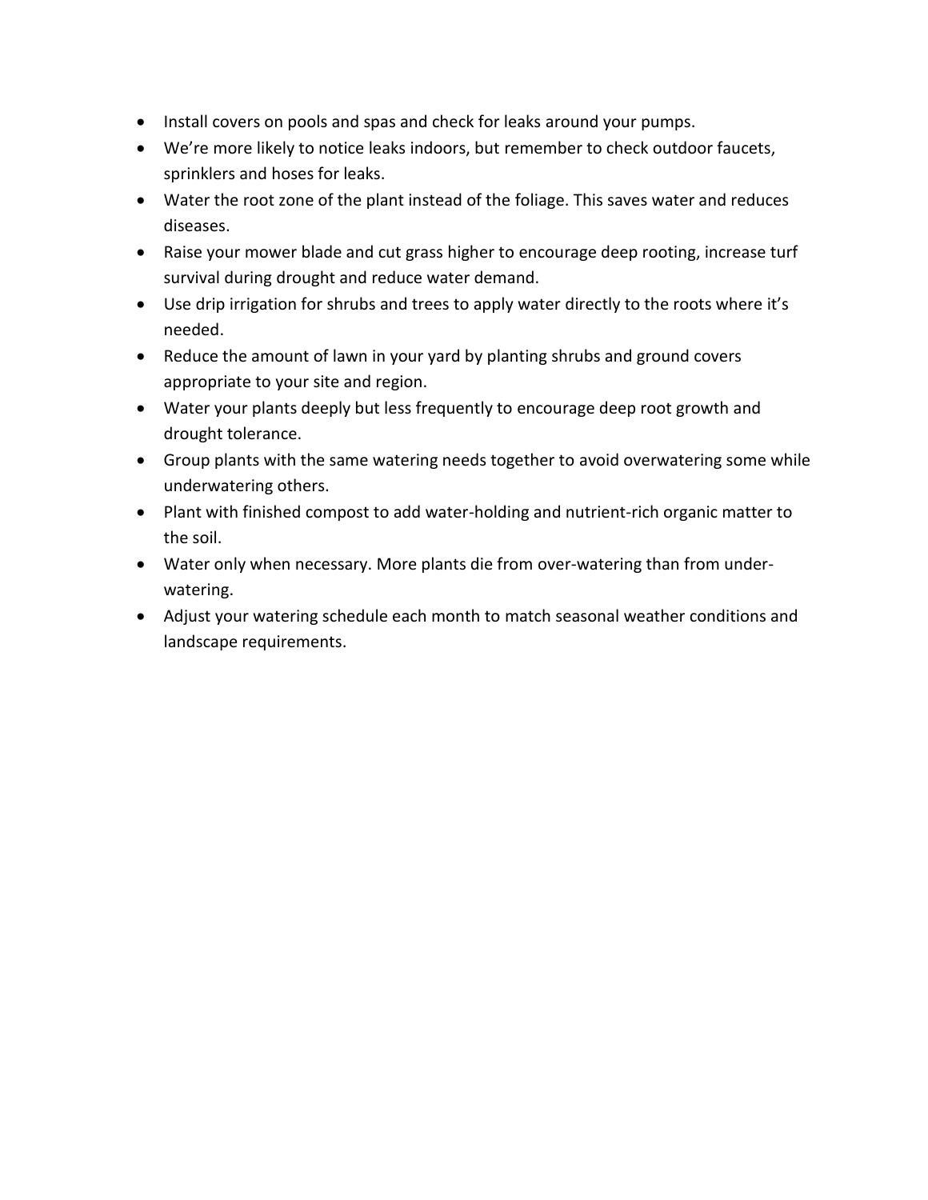- Install covers on pools and spas and check for leaks around your pumps.
- We're more likely to notice leaks indoors, but remember to check outdoor faucets, sprinklers and hoses for leaks.
- Water the root zone of the plant instead of the foliage. This saves water and reduces diseases.
- Raise your mower blade and cut grass higher to encourage deep rooting, increase turf survival during drought and reduce water demand.
- Use drip irrigation for shrubs and trees to apply water directly to the roots where it's needed.
- Reduce the amount of lawn in your yard by planting shrubs and ground covers appropriate to your site and region.
- Water your plants deeply but less frequently to encourage deep root growth and drought tolerance.
- Group plants with the same watering needs together to avoid overwatering some while underwatering others.
- Plant with finished compost to add water-holding and nutrient-rich organic matter to the soil.
- Water only when necessary. More plants die from over-watering than from under-watering.
- Adjust your watering schedule each month to match seasonal weather conditions and landscape requirements.